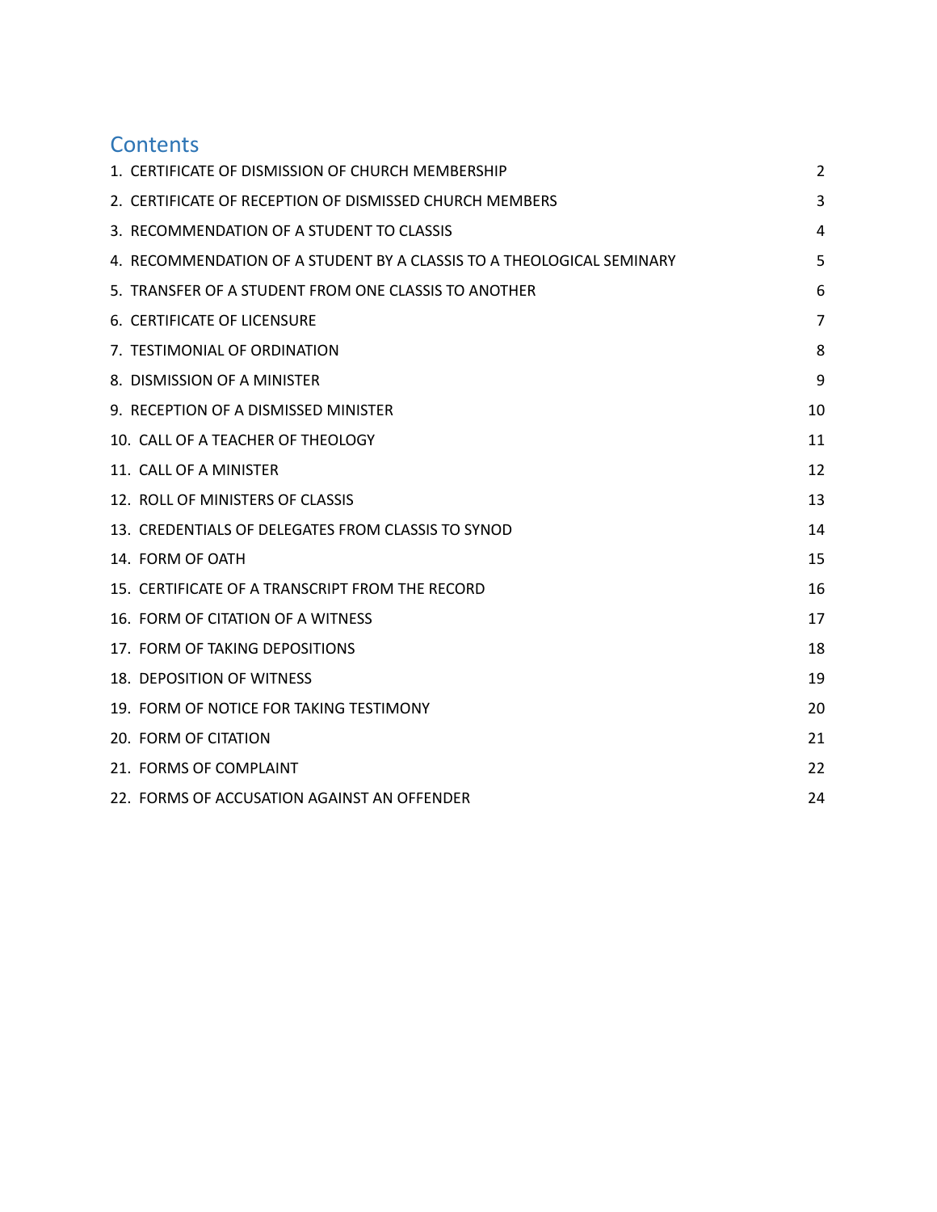# Contents

1. CERTIFICATE OF DISMISSION OF CHURCH MEMBERSHIP 2
2. CERTIFICATE OF RECEPTION OF DISMISSED CHURCH MEMBERS 3
3. RECOMMENDATION OF A STUDENT TO CLASSIS 4
4. RECOMMENDATION OF A STUDENT BY A CLASSIS TO A THEOLOGICAL SEMINARY 5
5. TRANSFER OF A STUDENT FROM ONE CLASSIS TO ANOTHER 6
6. CERTIFICATE OF LICENSURE 7
7. TESTIMONIAL OF ORDINATION 8
8. DISMISSION OF A MINISTER 9
9. RECEPTION OF A DISMISSED MINISTER 10
10. CALL OF A TEACHER OF THEOLOGY 11
11. CALL OF A MINISTER 12
12. ROLL OF MINISTERS OF CLASSIS 13
13. CREDENTIALS OF DELEGATES FROM CLASSIS TO SYNOD 14
14. FORM OF OATH 15
15. CERTIFICATE OF A TRANSCRIPT FROM THE RECORD 16
16. FORM OF CITATION OF A WITNESS 17
17. FORM OF TAKING DEPOSITIONS 18
18. DEPOSITION OF WITNESS 19
19. FORM OF NOTICE FOR TAKING TESTIMONY 20
20. FORM OF CITATION 21
21. FORMS OF COMPLAINT 22
22. FORMS OF ACCUSATION AGAINST AN OFFENDER 24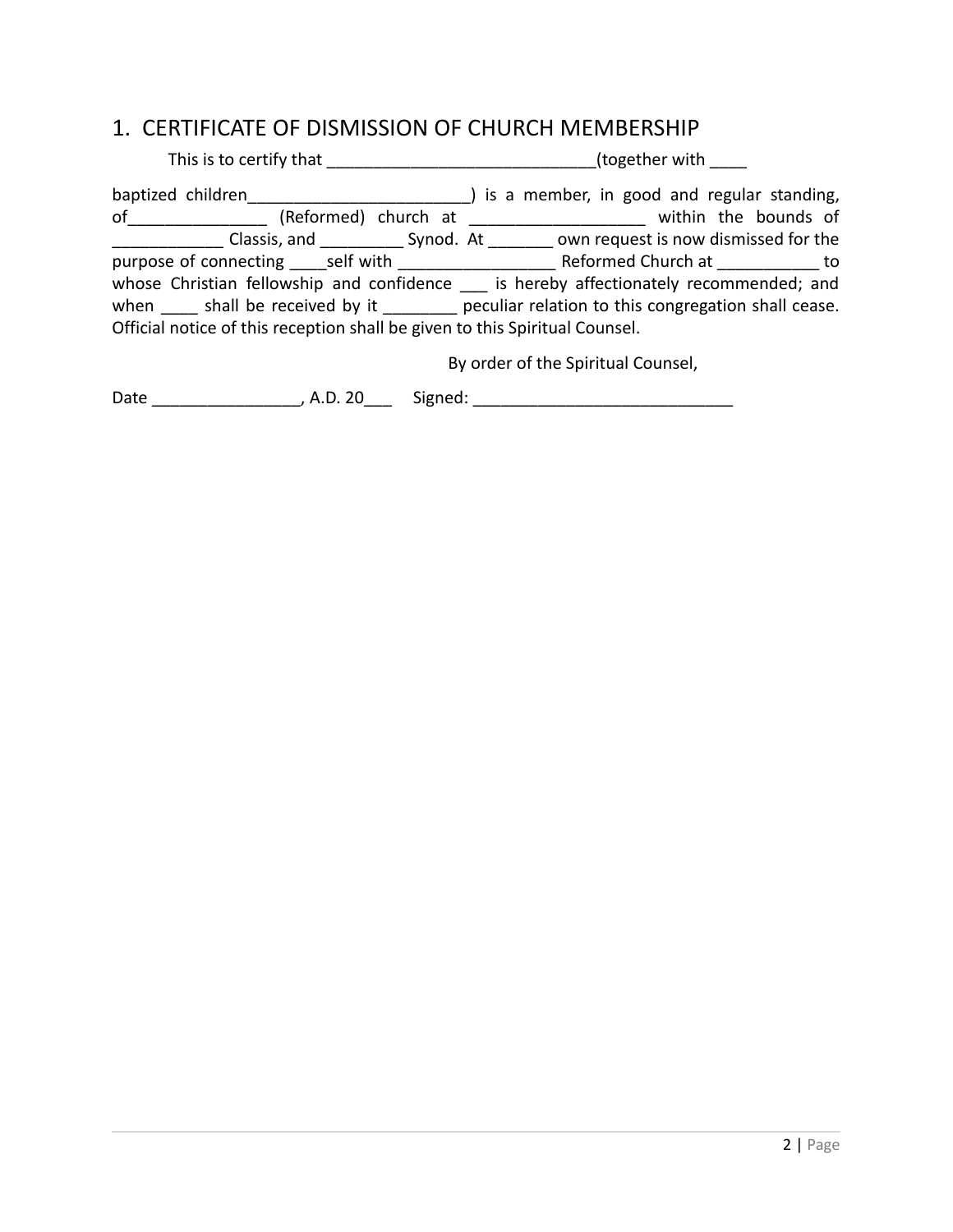## 1. CERTIFICATE OF DISMISSION OF CHURCH MEMBERSHIP

This is to certify that _____________________________(together with ____ baptized children________________________) is a member, in good and regular standing, of_______________ (Reformed) church at ___________________ within the bounds of ____________ Classis, and _________ Synod. At _______ own request is now dismissed for the purpose of connecting ____self with _________________ Reformed Church at ___________ to whose Christian fellowship and confidence ___ is hereby affectionately recommended; and when ____ shall be received by it ________ peculiar relation to this congregation shall cease. Official notice of this reception shall be given to this Spiritual Counsel.

By order of the Spiritual Counsel,

Date ________________, A.D. 20___ Signed: ____________________________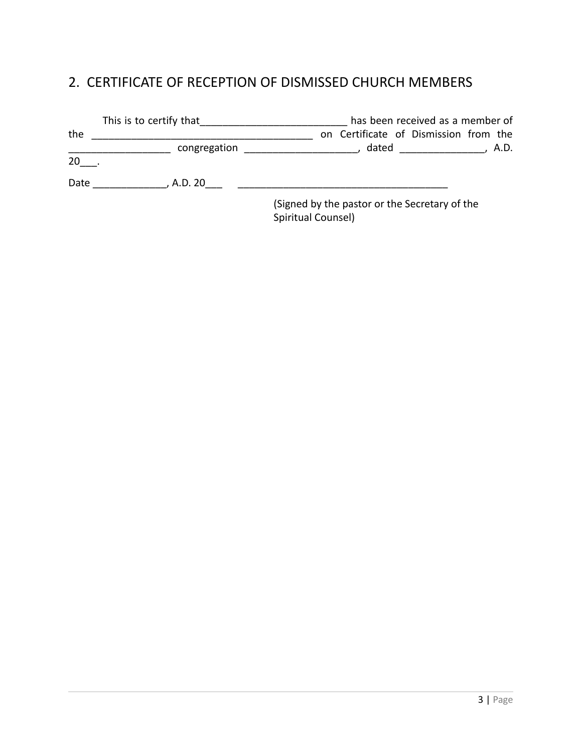## 2. CERTIFICATE OF RECEPTION OF DISMISSED CHURCH MEMBERS

This is to certify that__________________________ has been received as a member of the _______________________________________ on Certificate of Dismission from the __________________ congregation ____________________, dated _______________, A.D. 20___.

Date _____________, A.D. 20___ ______________________________________

(Signed by the pastor or the Secretary of the Spiritual Counsel)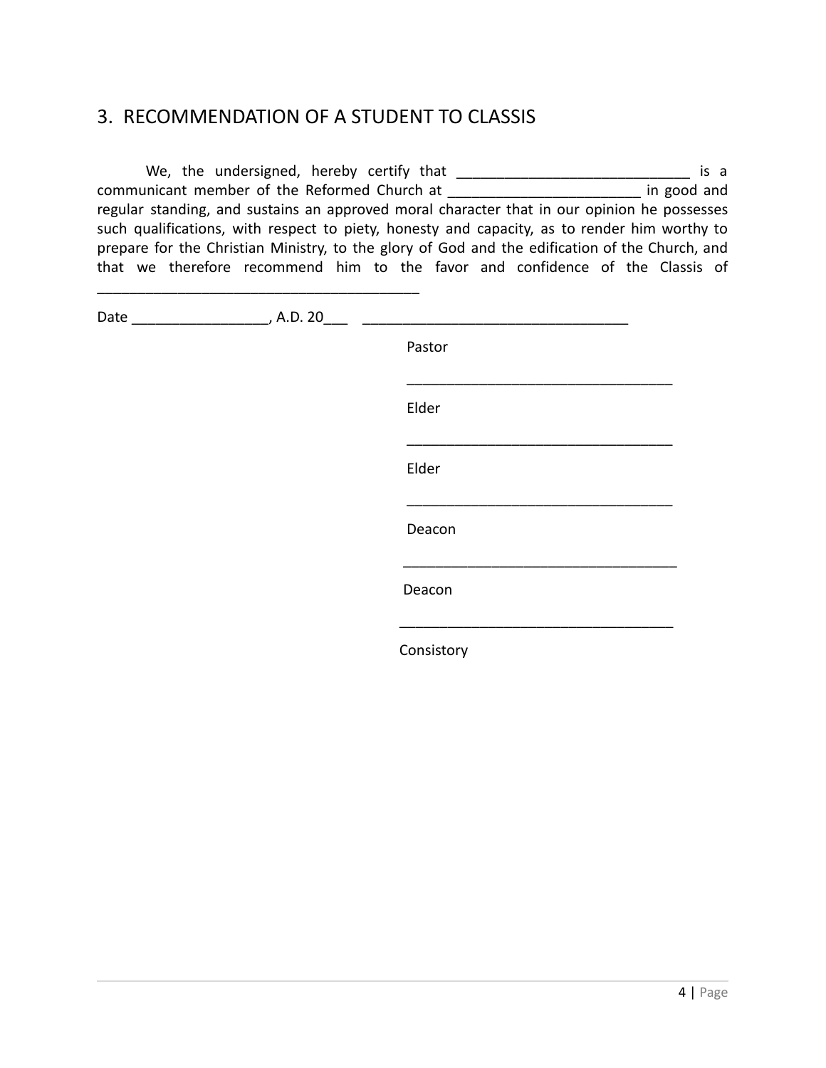## 3. RECOMMENDATION OF A STUDENT TO CLASSIS

We, the undersigned, hereby certify that _____________________________ is a communicant member of the Reformed Church at ________________________ in good and regular standing, and sustains an approved moral character that in our opinion he possesses such qualifications, with respect to piety, honesty and capacity, as to render him worthy to prepare for the Christian Ministry, to the glory of God and the edification of the Church, and that we therefore recommend him to the favor and confidence of the Classis of _________________________________________

Date _________________, A.D. 20___ _________________________________

Pastor

_________________________________

Elder

_________________________________

Elder

_________________________________

Deacon

_________________________________

Deacon

_________________________________

Consistory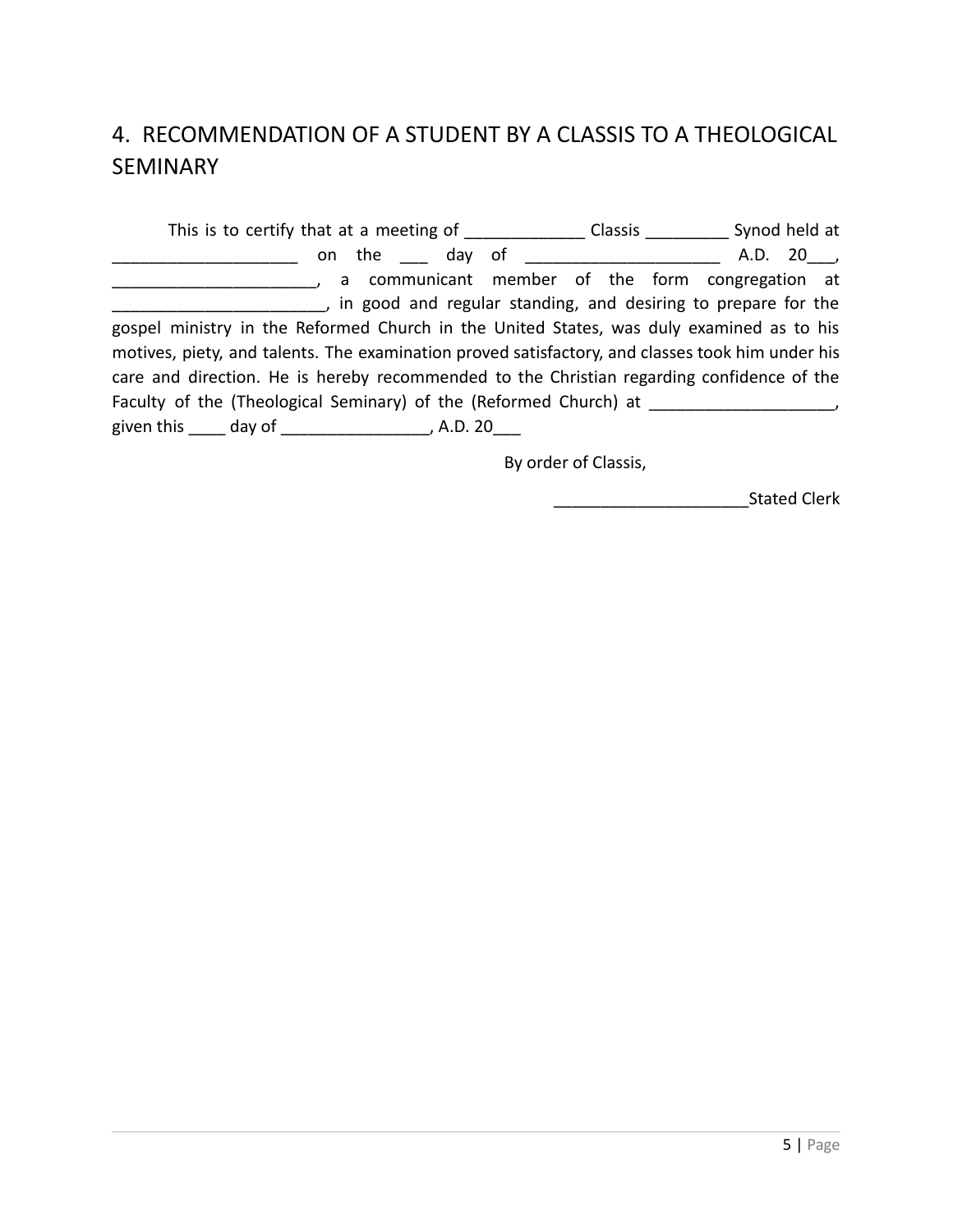## 4. RECOMMENDATION OF A STUDENT BY A CLASSIS TO A THEOLOGICAL SEMINARY

This is to certify that at a meeting of _____________ Classis _________ Synod held at ____________________ on the ___ day of _____________________ A.D. 20___, ______________________, a communicant member of the form congregation at _______________________, in good and regular standing, and desiring to prepare for the gospel ministry in the Reformed Church in the United States, was duly examined as to his motives, piety, and talents. The examination proved satisfactory, and classes took him under his care and direction. He is hereby recommended to the Christian regarding confidence of the Faculty of the (Theological Seminary) of the (Reformed Church) at ____________________, given this ____ day of ________________, A.D. 20___

By order of Classis,

_____________________Stated Clerk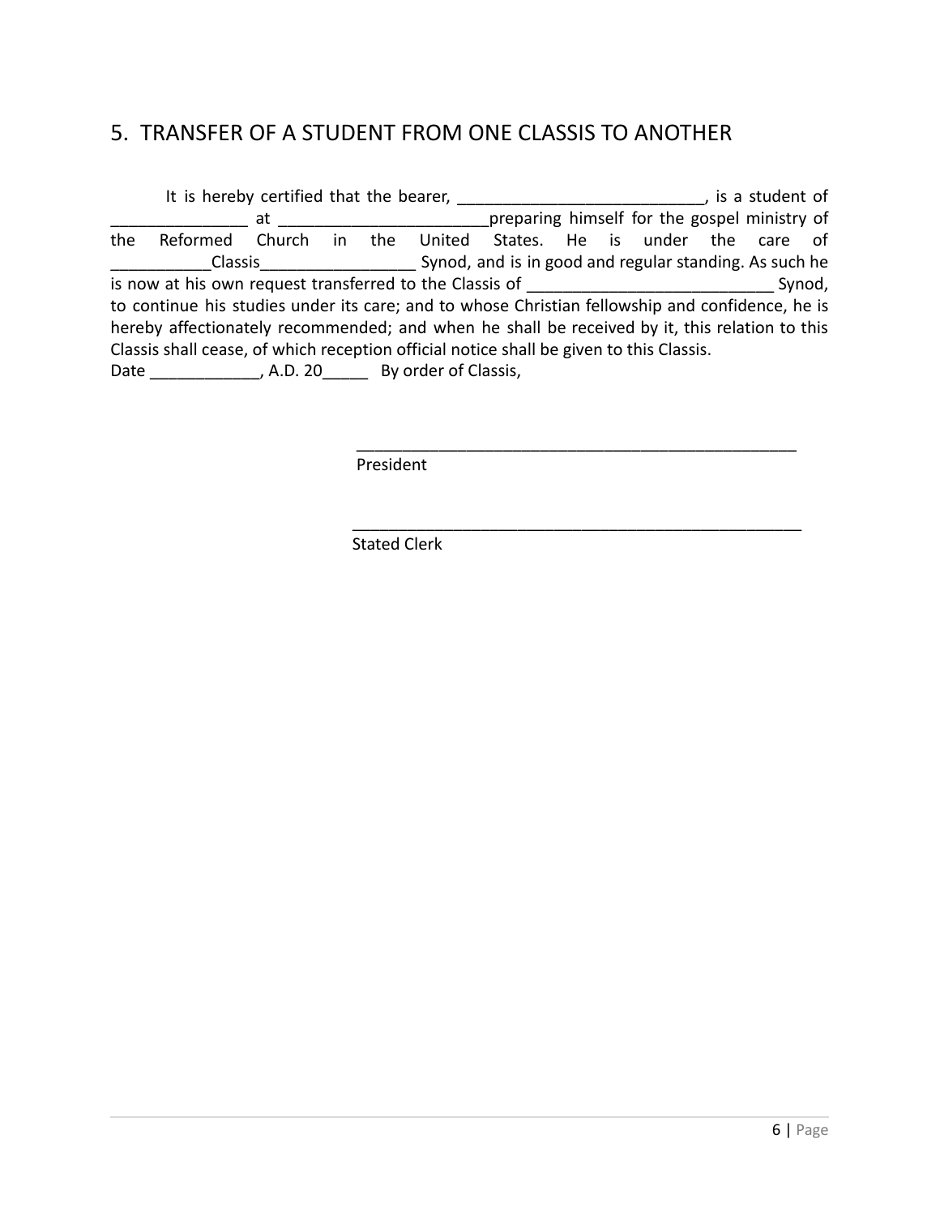## 5. TRANSFER OF A STUDENT FROM ONE CLASSIS TO ANOTHER

It is hereby certified that the bearer, ___________________________, is a student of _______________ at ______________________preparing himself for the gospel ministry of the Reformed Church in the United States. He is under the care of ___________Classis_________________ Synod, and is in good and regular standing. As such he is now at his own request transferred to the Classis of __________________________ Synod, to continue his studies under its care; and to whose Christian fellowship and confidence, he is hereby affectionately recommended; and when he shall be received by it, this relation to this Classis shall cease, of which reception official notice shall be given to this Classis.

Date ____________, A.D. 20_____ By order of Classis,

_________________________________________________
President

_________________________________________________
Stated Clerk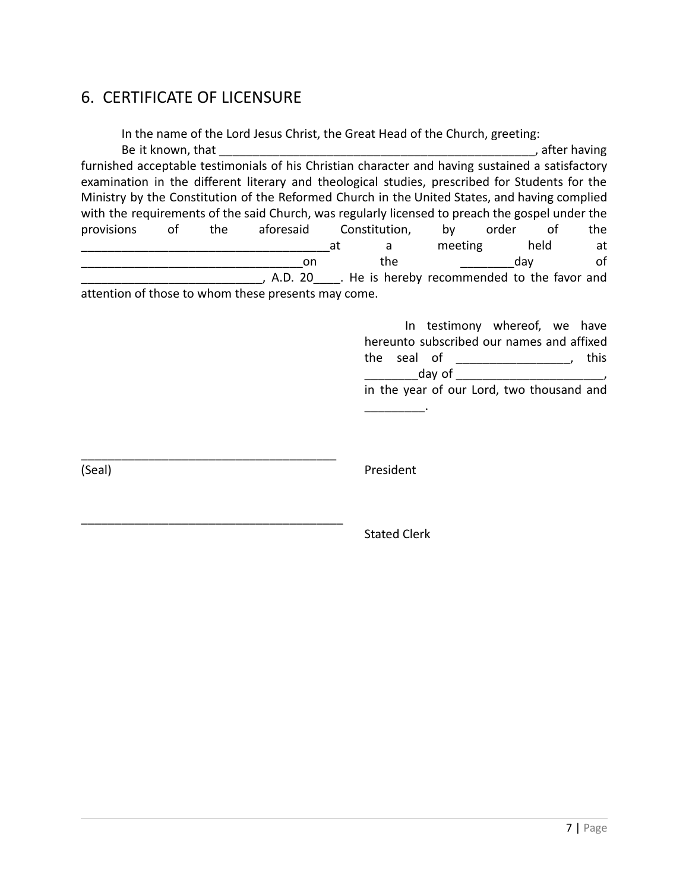## 6. CERTIFICATE OF LICENSURE

In the name of the Lord Jesus Christ, the Great Head of the Church, greeting:

Be it known, that _______________________________________________, after having furnished acceptable testimonials of his Christian character and having sustained a satisfactory examination in the different literary and theological studies, prescribed for Students for the Ministry by the Constitution of the Reformed Church in the United States, and having complied with the requirements of the said Church, was regularly licensed to preach the gospel under the provisions of the aforesaid Constitution, by order of the ____________________________________at a meeting held at ________________________________on the ________day of ___________________________, A.D. 20____. He is hereby recommended to the favor and attention of those to whom these presents may come.

In testimony whereof, we have hereunto subscribed our names and affixed the seal of _________________, this ________day of ______________________, in the year of our Lord, two thousand and _________.

_______________________________________

(Seal) President

________________________________________

Stated Clerk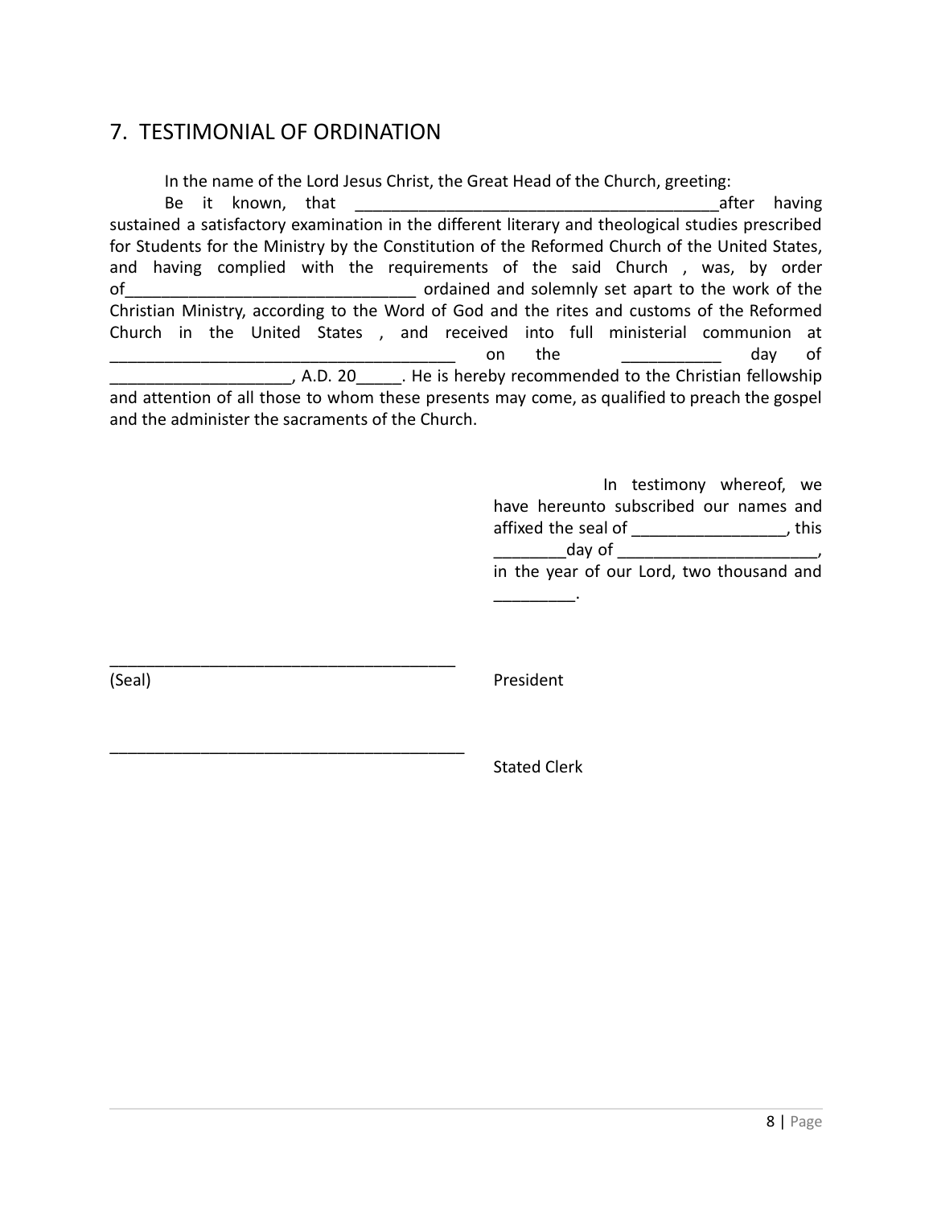## 7. TESTIMONIAL OF ORDINATION

In the name of the Lord Jesus Christ, the Great Head of the Church, greeting:

Be it known, that ________________________________________after having sustained a satisfactory examination in the different literary and theological studies prescribed for Students for the Ministry by the Constitution of the Reformed Church of the United States, and having complied with the requirements of the said Church , was, by order of________________________________ ordained and solemnly set apart to the work of the Christian Ministry, according to the Word of God and the rites and customs of the Reformed Church in the United States , and received into full ministerial communion at ______________________________________ on the ___________ day of ____________________, A.D. 20_____. He is hereby recommended to the Christian fellowship and attention of all those to whom these presents may come, as qualified to preach the gospel and the administer the sacraments of the Church.

In testimony whereof, we have hereunto subscribed our names and affixed the seal of _________________, this ________day of ______________________, in the year of our Lord, two thousand and _________.

______________________________________

(Seal) President

_______________________________________

Stated Clerk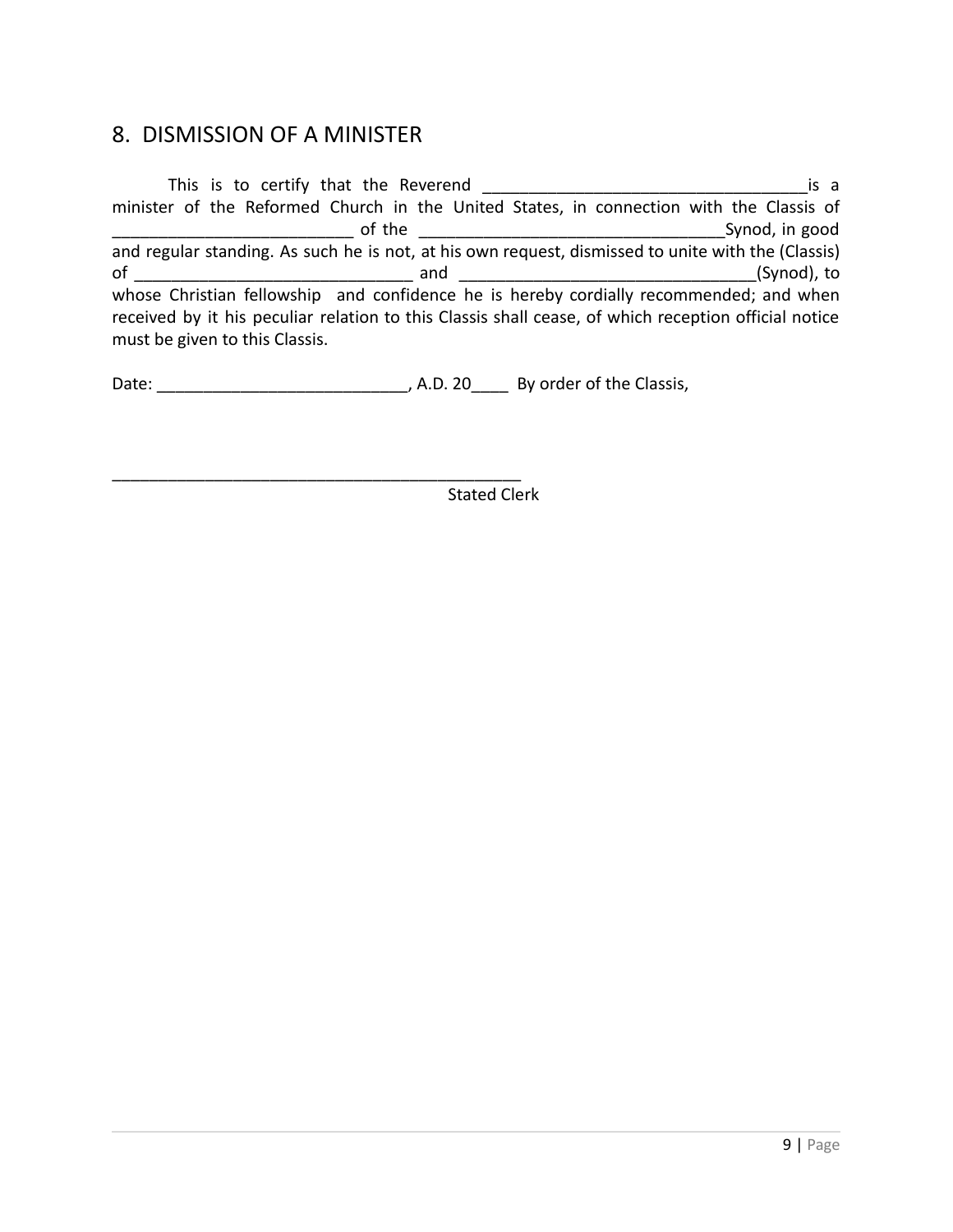## 8. DISMISSION OF A MINISTER

This is to certify that the Reverend ___________________________________is a minister of the Reformed Church in the United States, in connection with the Classis of _________________________ of the ________________________________Synod, in good and regular standing. As such he is not, at his own request, dismissed to unite with the (Classis) of _____________________________ and _______________________________(Synod), to whose Christian fellowship and confidence he is hereby cordially recommended; and when received by it his peculiar relation to this Classis shall cease, of which reception official notice must be given to this Classis.

Date: ___________________________, A.D. 20____ By order of the Classis,

_____________________________________________
Stated Clerk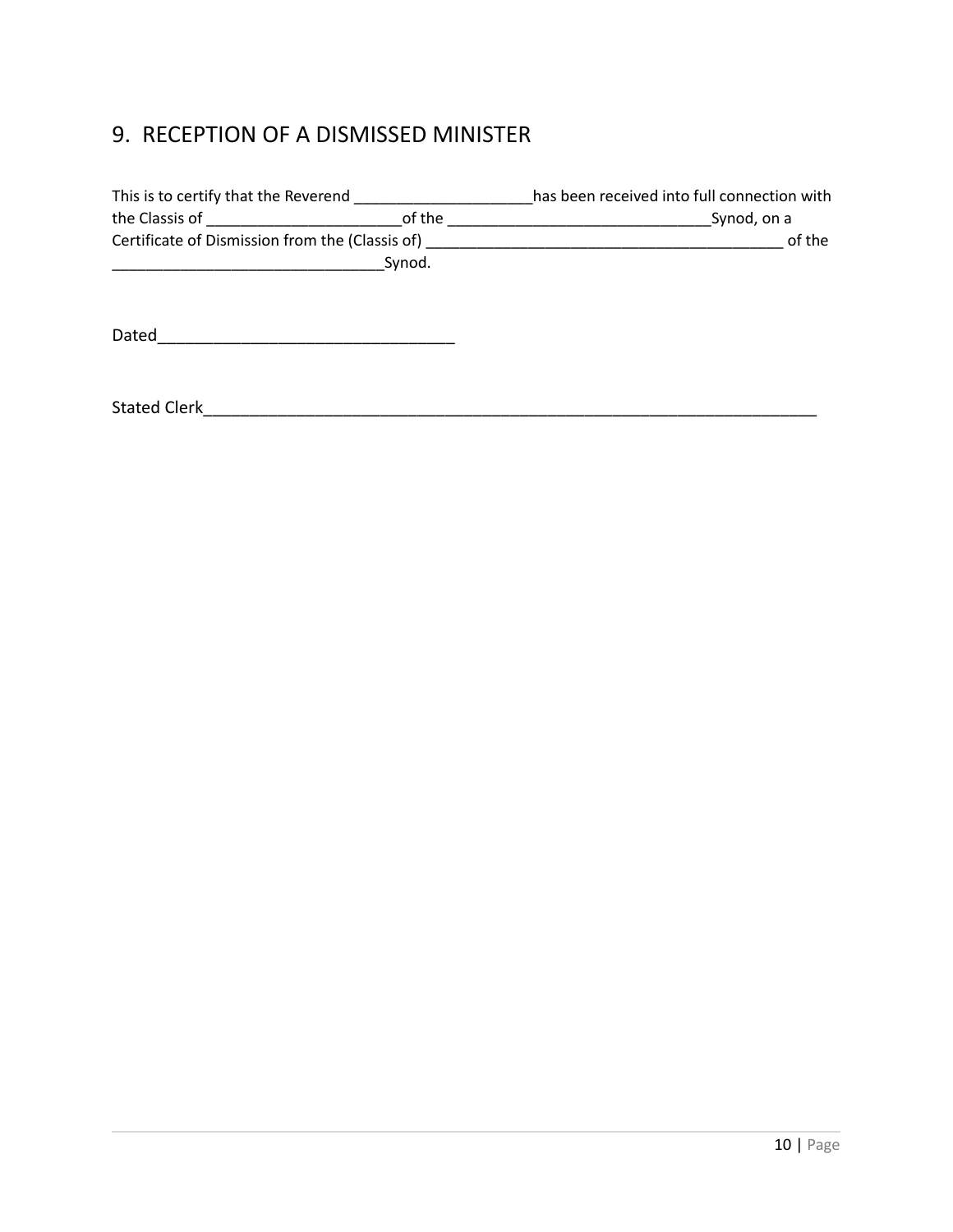## 9. RECEPTION OF A DISMISSED MINISTER

This is to certify that the Reverend _____________________has been received into full connection with the Classis of _______________________of the _______________________________Synod, on a Certificate of Dismission from the (Classis of) __________________________________________ of the _______________________________Synod.

Dated_________________________________

Stated Clerk_________________________________________________________________________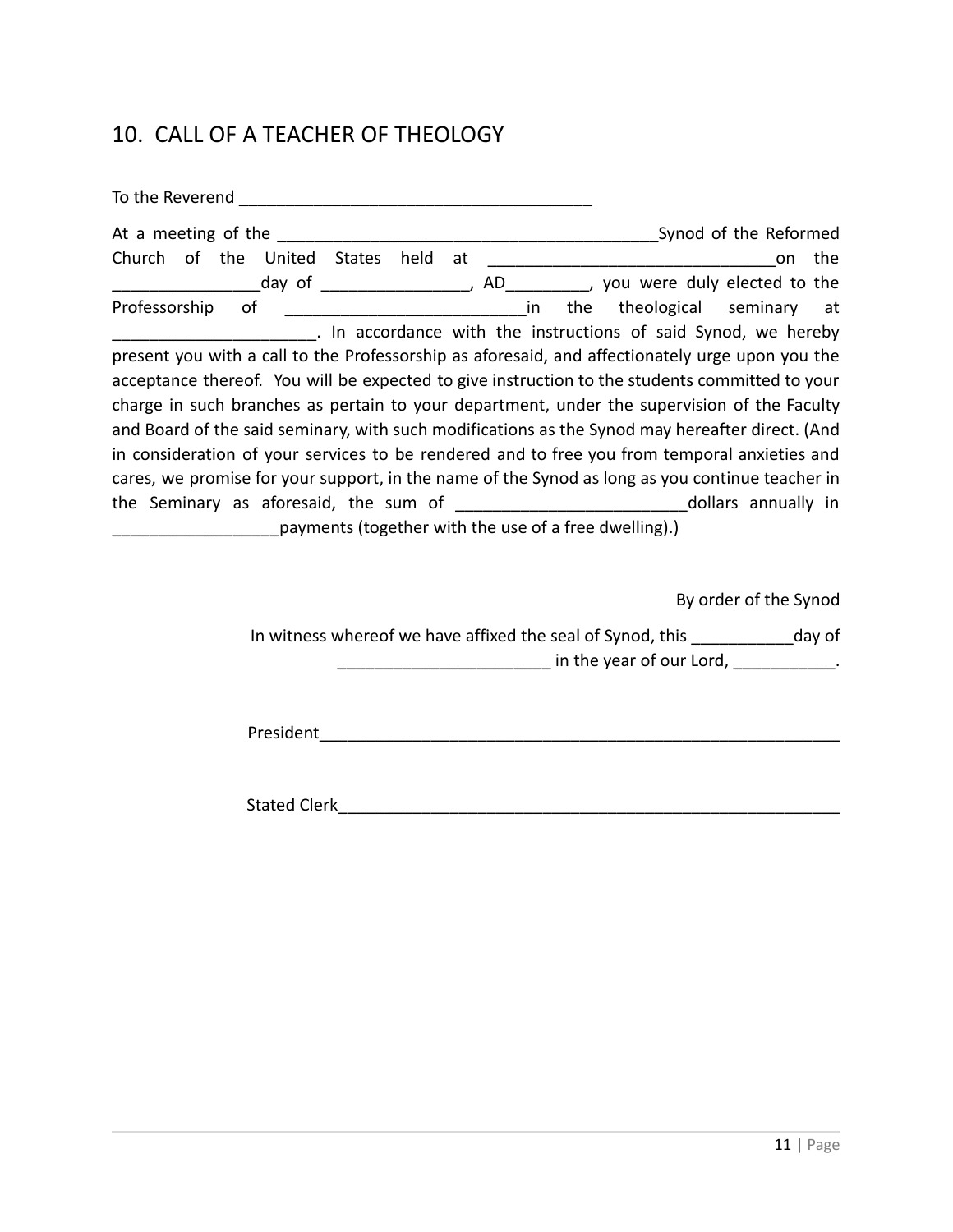## 10. CALL OF A TEACHER OF THEOLOGY

To the Reverend ______________________________________

At a meeting of the __________________________________________Synod of the Reformed Church of the United States held at ________________________________on the ________________day of ________________, AD_________, you were duly elected to the Professorship of ___________________________in the theological seminary at ______________________. In accordance with the instructions of said Synod, we hereby present you with a call to the Professorship as aforesaid, and affectionately urge upon you the acceptance thereof. You will be expected to give instruction to the students committed to your charge in such branches as pertain to your department, under the supervision of the Faculty and Board of the said seminary, with such modifications as the Synod may hereafter direct. (And in consideration of your services to be rendered and to free you from temporal anxieties and cares, we promise for your support, in the name of the Synod as long as you continue teacher in the Seminary as aforesaid, the sum of _________________________dollars annually in __________________payments (together with the use of a free dwelling).)

By order of the Synod

In witness whereof we have affixed the seal of Synod, this ___________day of _______________________ in the year of our Lord, ___________.

President__________________________________________________________

Stated Clerk_______________________________________________________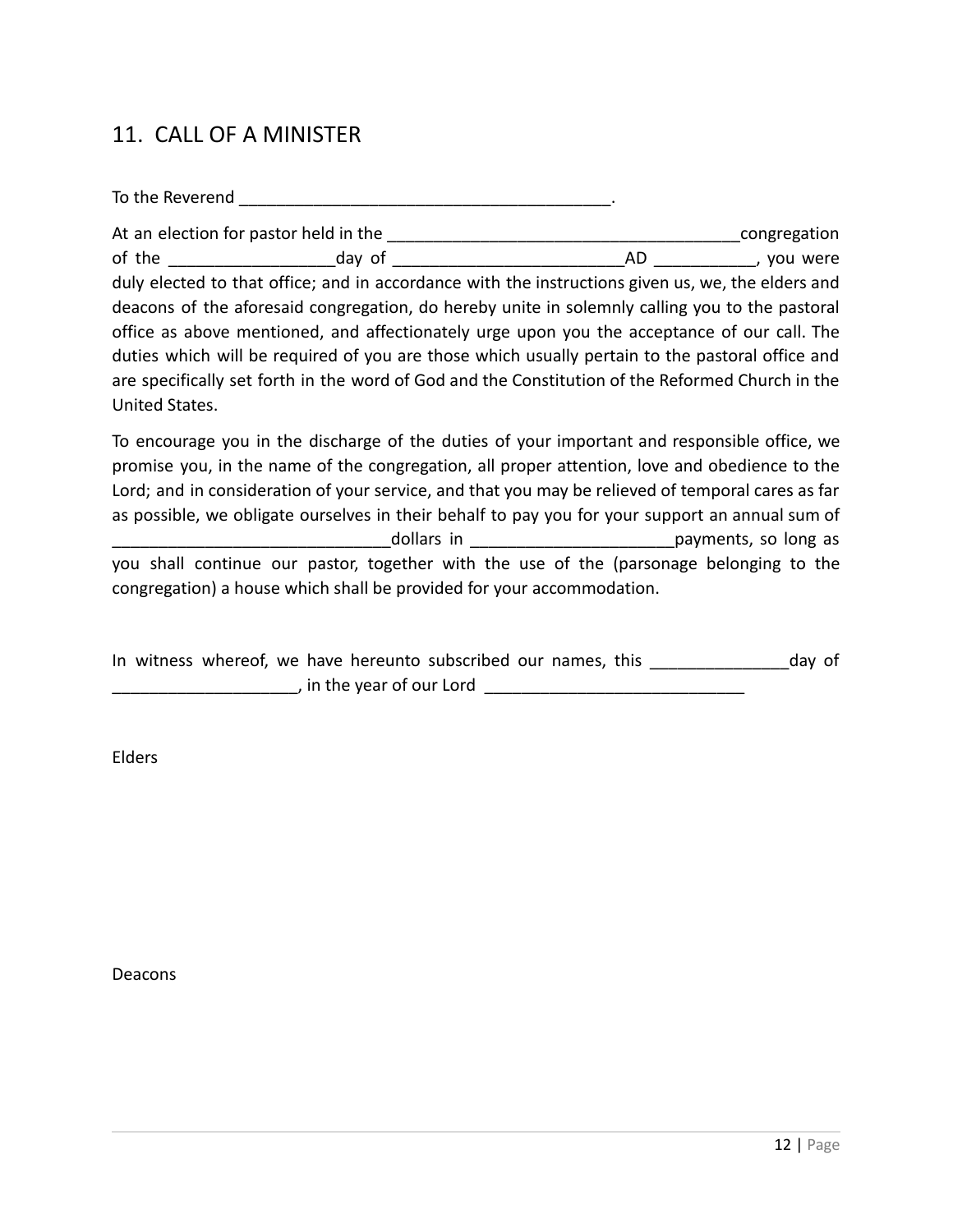## 11. CALL OF A MINISTER

To the Reverend ________________________________________.

At an election for pastor held in the ______________________________________congregation of the _________________day of ________________________AD __________, you were duly elected to that office; and in accordance with the instructions given us, we, the elders and deacons of the aforesaid congregation, do hereby unite in solemnly calling you to the pastoral office as above mentioned, and affectionately urge upon you the acceptance of our call. The duties which will be required of you are those which usually pertain to the pastoral office and are specifically set forth in the word of God and the Constitution of the Reformed Church in the United States.

To encourage you in the discharge of the duties of your important and responsible office, we promise you, in the name of the congregation, all proper attention, love and obedience to the Lord; and in consideration of your service, and that you may be relieved of temporal cares as far as possible, we obligate ourselves in their behalf to pay you for your support an annual sum of _____________________________dollars in _____________________payments, so long as you shall continue our pastor, together with the use of the (parsonage belonging to the congregation) a house which shall be provided for your accommodation.

In witness whereof, we have hereunto subscribed our names, this ______________day of ___________________, in the year of our Lord ___________________________

Elders

Deacons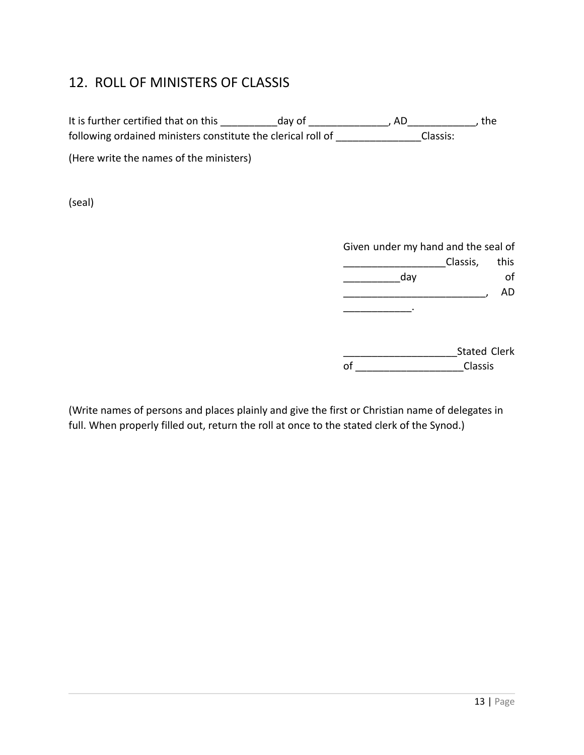## 12. ROLL OF MINISTERS OF CLASSIS

It is further certified that on this __________day of ______________, AD____________, the following ordained ministers constitute the clerical roll of _______________Classis:

(Here write the names of the ministers)

(seal)

Given under my hand and the seal of __________________Classis, this __________day of _________________________, AD ____________.

____________________Stated Clerk of ___________________Classis

(Write names of persons and places plainly and give the first or Christian name of delegates in full. When properly filled out, return the roll at once to the stated clerk of the Synod.)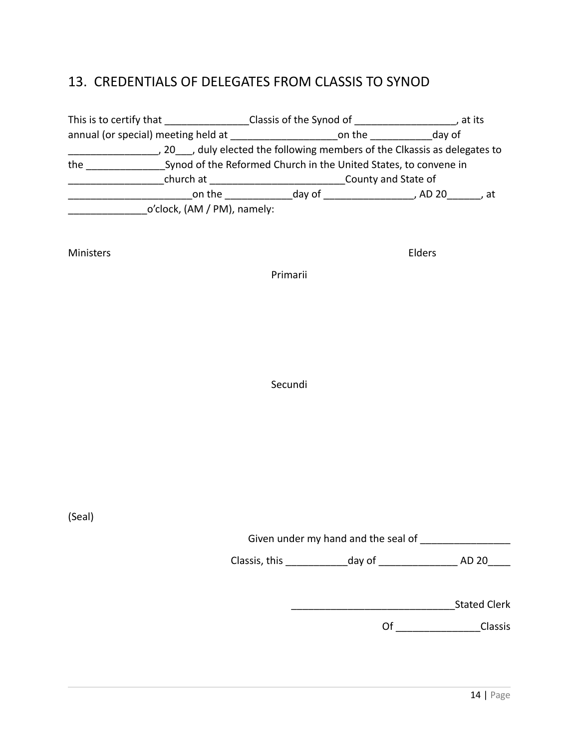## 13. CREDENTIALS OF DELEGATES FROM CLASSIS TO SYNOD

This is to certify that _______________Classis of the Synod of __________________, at its annual (or special) meeting held at ___________________on the ___________day of ________________, 20___, duly elected the following members of the Clkassis as delegates to the ______________Synod of the Reformed Church in the United States, to convene in _________________church at ________________________County and State of ______________________on the ____________day of ________________, AD 20______, at ______________o'clock, (AM / PM), namely:

Ministers Elders

Primarii

Secundi

(Seal)

Given under my hand and the seal of ________________

Classis, this ___________day of ______________ AD 20____

_____________________________Stated Clerk

Of _______________Classis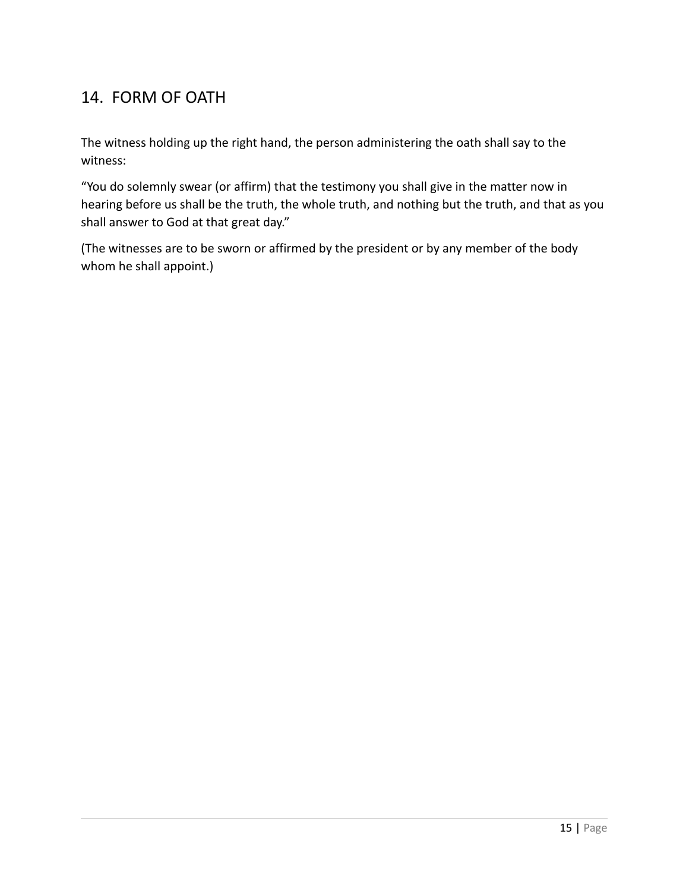## 14. FORM OF OATH

The witness holding up the right hand, the person administering the oath shall say to the witness:

"You do solemnly swear (or affirm) that the testimony you shall give in the matter now in hearing before us shall be the truth, the whole truth, and nothing but the truth, and that as you shall answer to God at that great day."

(The witnesses are to be sworn or affirmed by the president or by any member of the body whom he shall appoint.)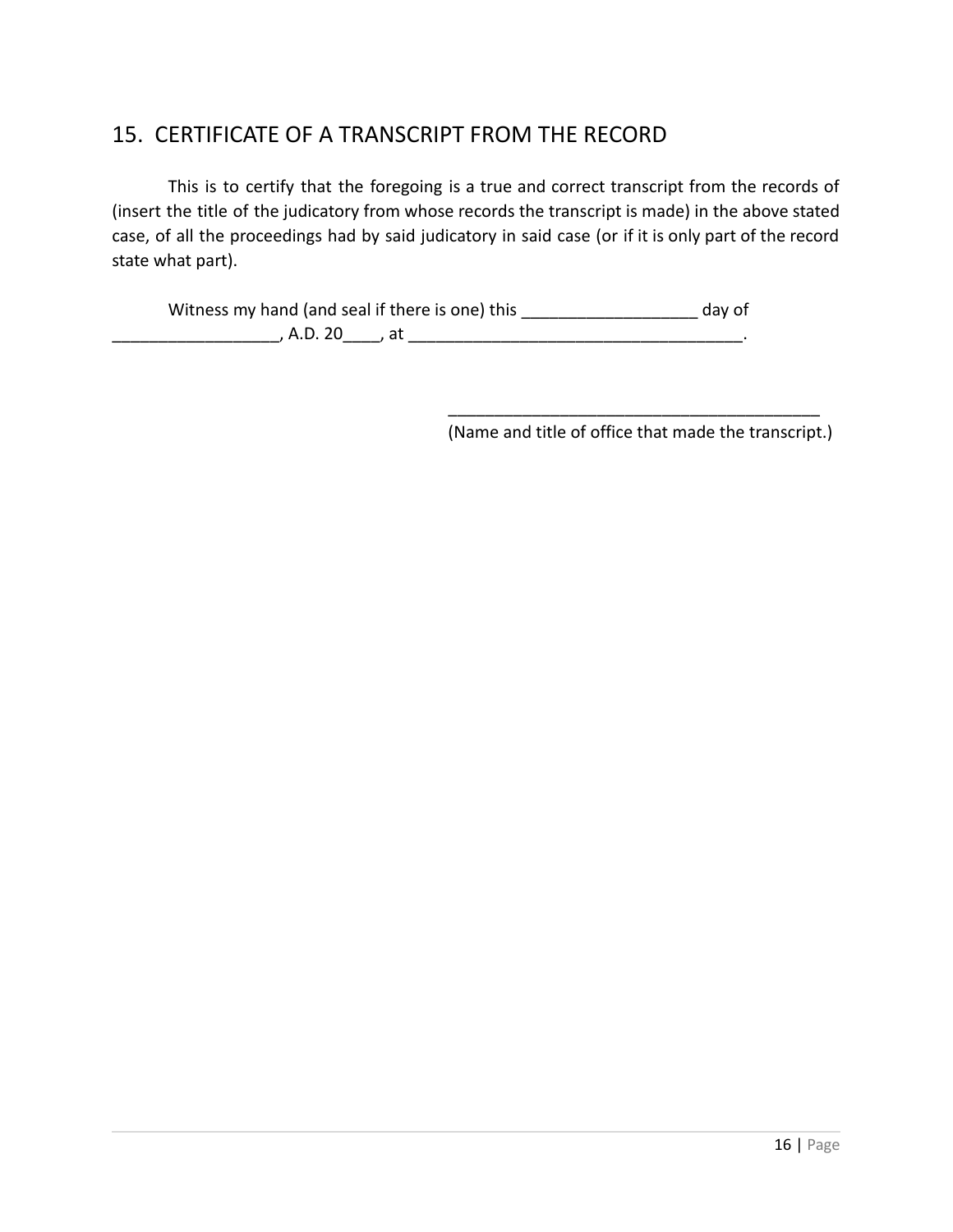## 15. CERTIFICATE OF A TRANSCRIPT FROM THE RECORD

This is to certify that the foregoing is a true and correct transcript from the records of (insert the title of the judicatory from whose records the transcript is made) in the above stated case, of all the proceedings had by said judicatory in said case (or if it is only part of the record state what part).

Witness my hand (and seal if there is one) this ___________________ day of __________________, A.D. 20____, at ____________________________________.

________________________________________
(Name and title of office that made the transcript.)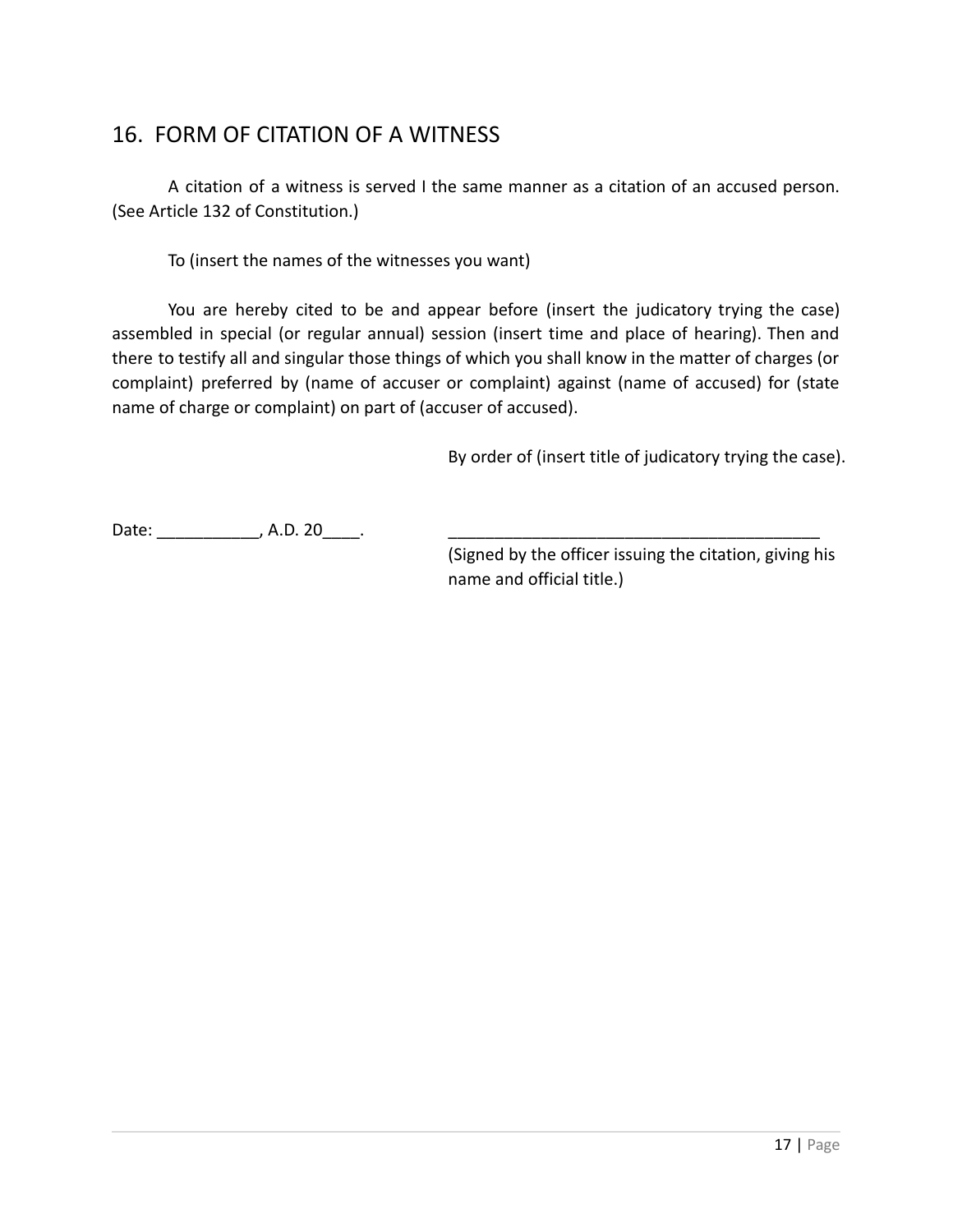## 16. FORM OF CITATION OF A WITNESS

A citation of a witness is served I the same manner as a citation of an accused person. (See Article 132 of Constitution.)

To (insert the names of the witnesses you want)

You are hereby cited to be and appear before (insert the judicatory trying the case) assembled in special (or regular annual) session (insert time and place of hearing). Then and there to testify all and singular those things of which you shall know in the matter of charges (or complaint) preferred by (name of accuser or complaint) against (name of accused) for (state name of charge or complaint) on part of (accuser of accused).

By order of (insert title of judicatory trying the case).

Date: ___________, A.D. 20____.

________________________________________

(Signed by the officer issuing the citation, giving his name and official title.)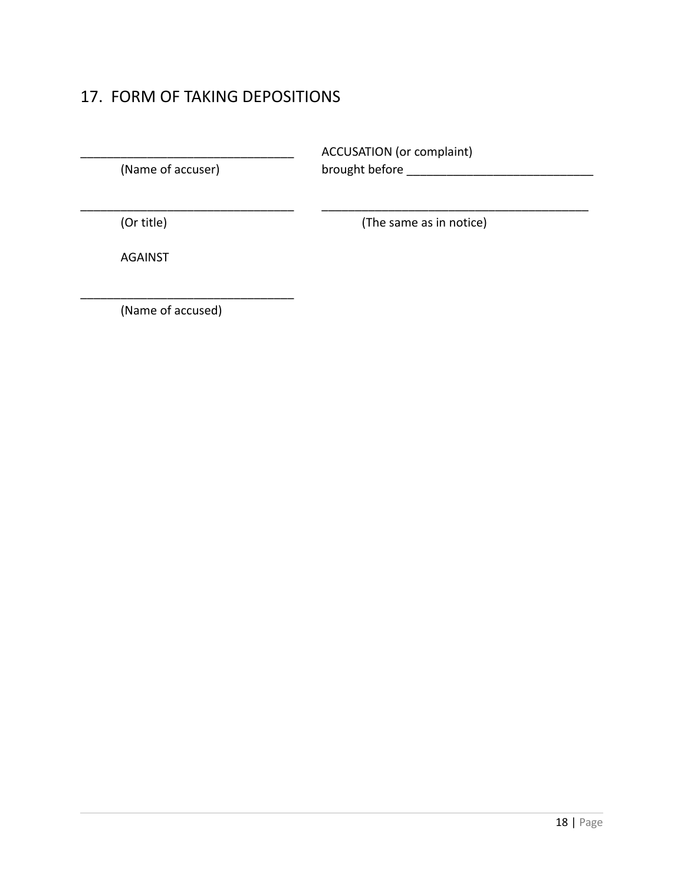## 17. FORM OF TAKING DEPOSITIONS

| | |
|---|---|
| ________________________________<br>(Name of accuser) | ACCUSATION (or complaint)<br>brought before ____________________________ |
| ________________________________<br>(Or title) | ________________________________________<br>(The same as in notice) |
| AGAINST | |
| ________________________________<br>(Name of accused) | |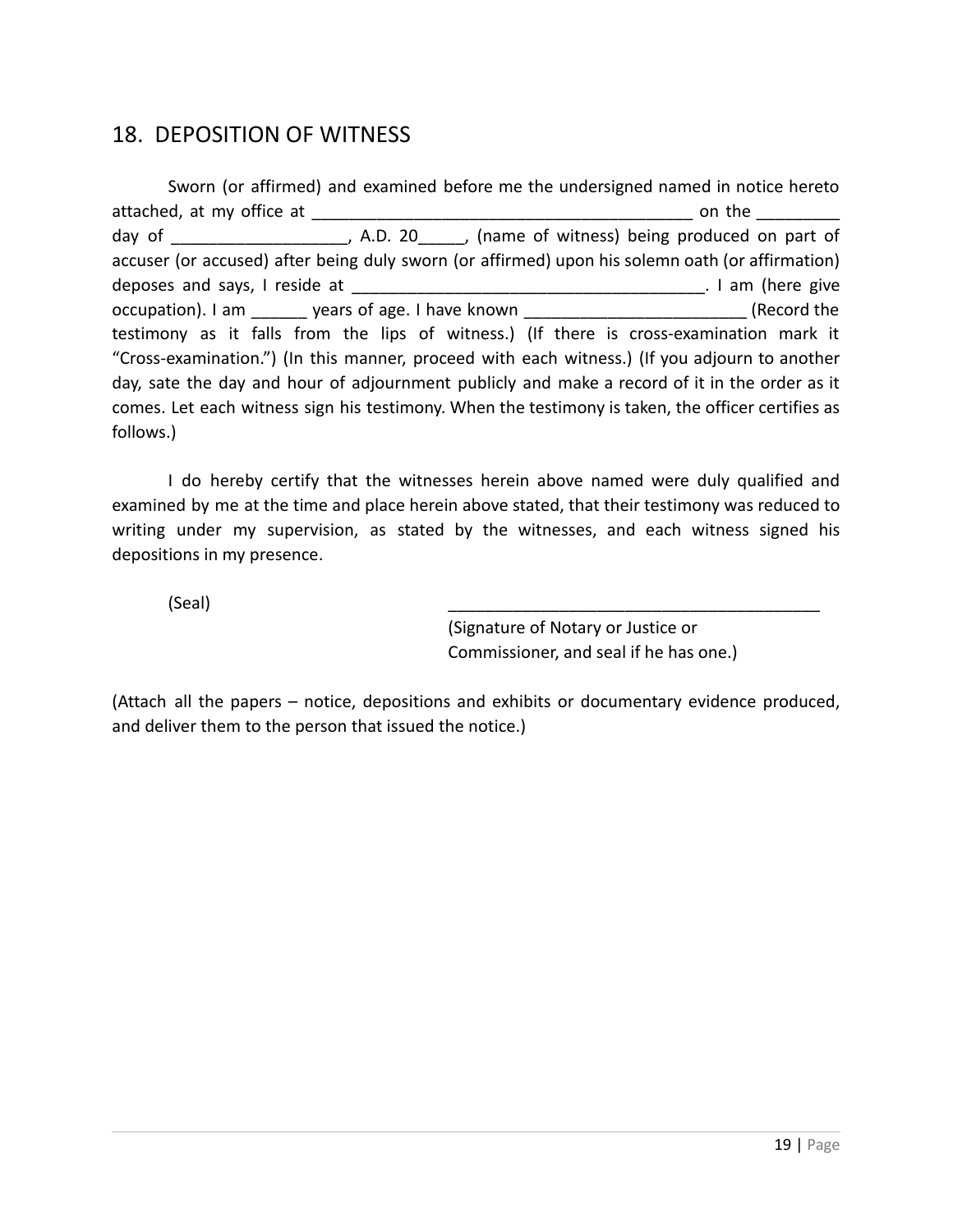## 18. DEPOSITION OF WITNESS

Sworn (or affirmed) and examined before me the undersigned named in notice hereto attached, at my office at ___________________________________________ on the _________ day of ___________________, A.D. 20_____, (name of witness) being produced on part of accuser (or accused) after being duly sworn (or affirmed) upon his solemn oath (or affirmation) deposes and says, I reside at _______________________________________. I am (here give occupation). I am ______ years of age. I have known ________________________ (Record the testimony as it falls from the lips of witness.) (If there is cross-examination mark it "Cross-examination.") (In this manner, proceed with each witness.) (If you adjourn to another day, sate the day and hour of adjournment publicly and make a record of it in the order as it comes. Let each witness sign his testimony. When the testimony is taken, the officer certifies as follows.)

I do hereby certify that the witnesses herein above named were duly qualified and examined by me at the time and place herein above stated, that their testimony was reduced to writing under my supervision, as stated by the witnesses, and each witness signed his depositions in my presence.

(Seal) _________________________________________

(Signature of Notary or Justice or Commissioner, and seal if he has one.)

(Attach all the papers – notice, depositions and exhibits or documentary evidence produced, and deliver them to the person that issued the notice.)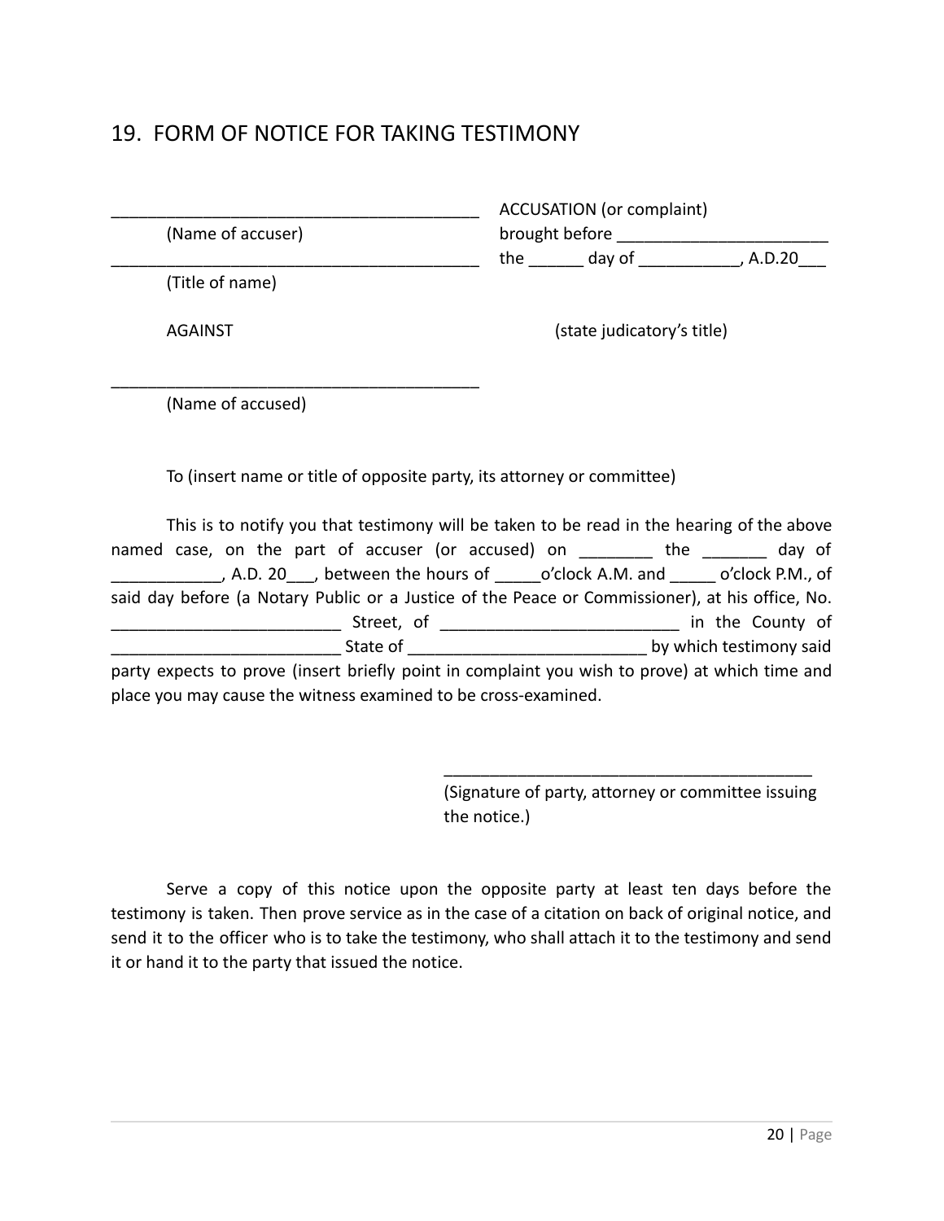## 19. FORM OF NOTICE FOR TAKING TESTIMONY

________________________________________
(Name of accuser)
________________________________________
(Title of name)

AGAINST

________________________________________
(Name of accused)

ACCUSATION (or complaint)
brought before ______________________
the ______ day of ___________, A.D.20___

(state judicatory's title)

To (insert name or title of opposite party, its attorney or committee)

This is to notify you that testimony will be taken to be read in the hearing of the above named case, on the part of accuser (or accused) on ________ the _______ day of ____________, A.D. 20___, between the hours of _____o'clock A.M. and _____ o'clock P.M., of said day before (a Notary Public or a Justice of the Peace or Commissioner), at his office, No. _________________________ Street, of __________________________ in the County of _________________________ State of __________________________ by which testimony said party expects to prove (insert briefly point in complaint you wish to prove) at which time and place you may cause the witness examined to be cross-examined.

________________________________________
(Signature of party, attorney or committee issuing the notice.)

Serve a copy of this notice upon the opposite party at least ten days before the testimony is taken. Then prove service as in the case of a citation on back of original notice, and send it to the officer who is to take the testimony, who shall attach it to the testimony and send it or hand it to the party that issued the notice.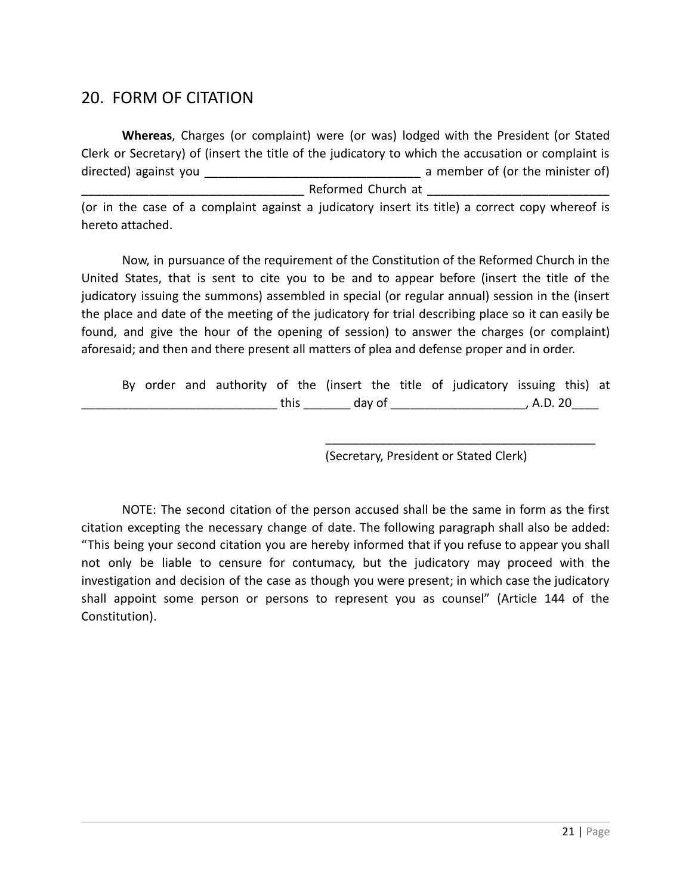## 20. FORM OF CITATION

**Whereas**, Charges (or complaint) were (or was) lodged with the President (or Stated Clerk or Secretary) of (insert the title of the judicatory to which the accusation or complaint is directed) against you _______________________________ a member of (or the minister of) _________________________________ Reformed Church at __________________________ (or in the case of a complaint against a judicatory insert its title) a correct copy whereof is hereto attached.

Now, in pursuance of the requirement of the Constitution of the Reformed Church in the United States, that is sent to cite you to be and to appear before (insert the title of the judicatory issuing the summons) assembled in special (or regular annual) session in the (insert the place and date of the meeting of the judicatory for trial describing place so it can easily be found, and give the hour of the opening of session) to answer the charges (or complaint) aforesaid; and then and there present all matters of plea and defense proper and in order.

By order and authority of the (insert the title of judicatory issuing this) at _____________________________ this _______ day of ___________________, A.D. 20____

_________________________________________
(Secretary, President or Stated Clerk)

NOTE: The second citation of the person accused shall be the same in form as the first citation excepting the necessary change of date. The following paragraph shall also be added: "This being your second citation you are hereby informed that if you refuse to appear you shall not only be liable to censure for contumacy, but the judicatory may proceed with the investigation and decision of the case as though you were present; in which case the judicatory shall appoint some person or persons to represent you as counsel" (Article 144 of the Constitution).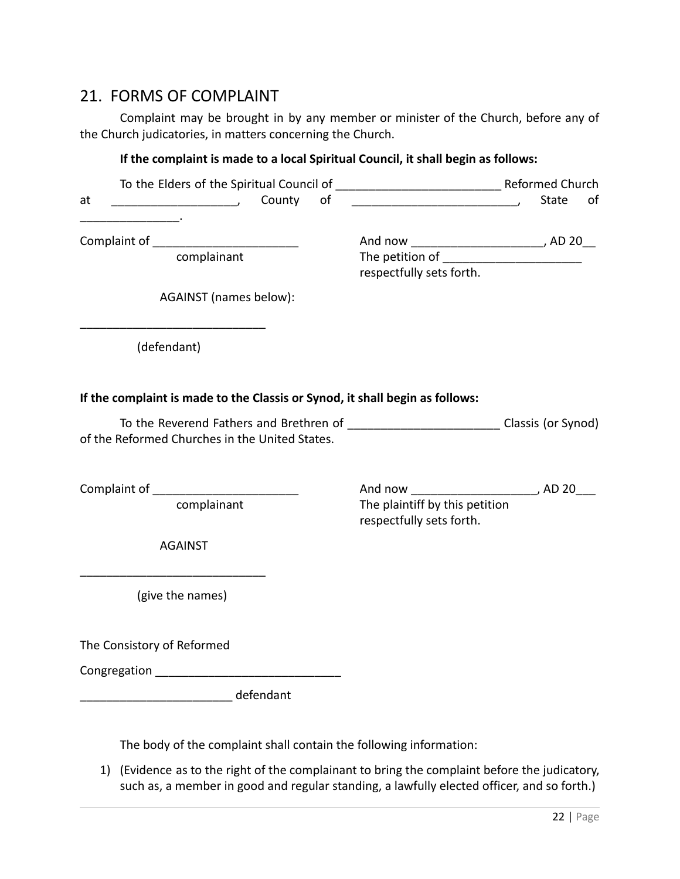## 21. FORMS OF COMPLAINT

Complaint may be brought in by any member or minister of the Church, before any of the Church judicatories, in matters concerning the Church.

**If the complaint is made to a local Spiritual Council, it shall begin as follows:**

To the Elders of the Spiritual Council of _________________________ Reformed Church at __________________, County of _________________________, State of _______________.

Complaint of ______________________
complainant

And now ___________________, AD 20__
The petition of _____________________
respectfully sets forth.

AGAINST (names below):

____________________________
(defendant)

**If the complaint is made to the Classis or Synod, it shall begin as follows:**

To the Reverend Fathers and Brethren of _______________________ Classis (or Synod) of the Reformed Churches in the United States.

Complaint of ______________________
complainant

And now __________________, AD 20___
The plaintiff by this petition
respectfully sets forth.

AGAINST

____________________________
(give the names)

The Consistory of Reformed

Congregation ____________________________

_______________________ defendant

The body of the complaint shall contain the following information:

1) (Evidence as to the right of the complainant to bring the complaint before the judicatory, such as, a member in good and regular standing, a lawfully elected officer, and so forth.)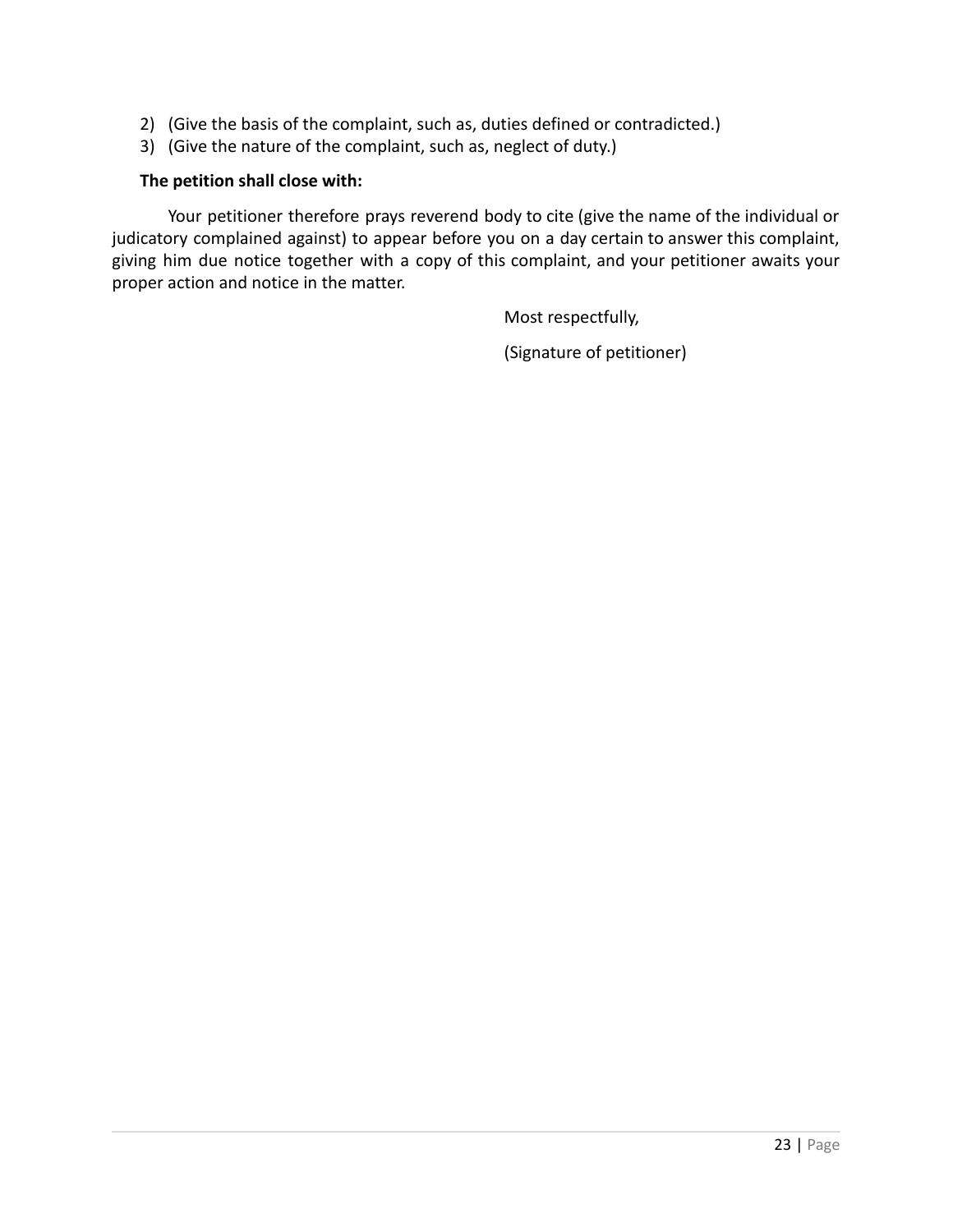2) (Give the basis of the complaint, such as, duties defined or contradicted.)
3) (Give the nature of the complaint, such as, neglect of duty.)

**The petition shall close with:**

Your petitioner therefore prays reverend body to cite (give the name of the individual or judicatory complained against) to appear before you on a day certain to answer this complaint, giving him due notice together with a copy of this complaint, and your petitioner awaits your proper action and notice in the matter.

Most respectfully,

(Signature of petitioner)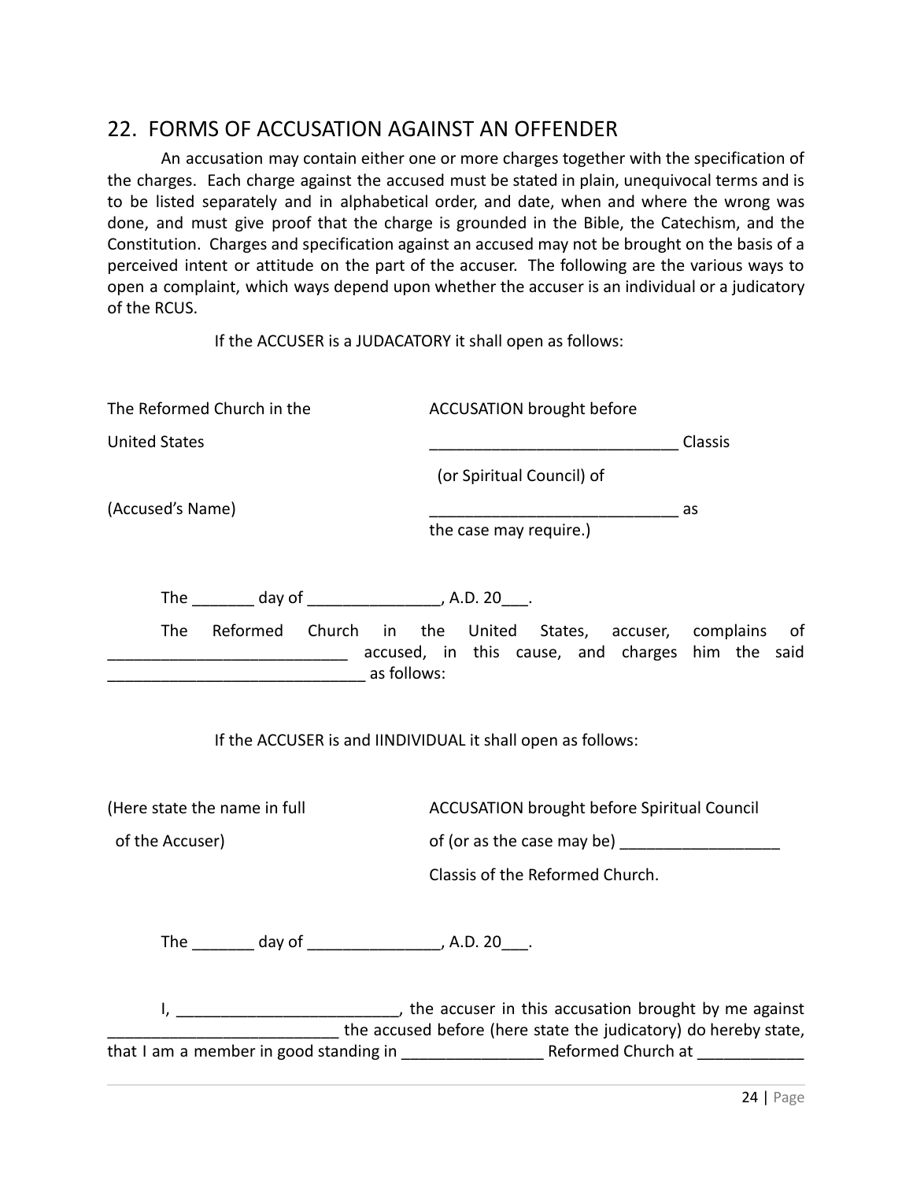## 22. FORMS OF ACCUSATION AGAINST AN OFFENDER

An accusation may contain either one or more charges together with the specification of the charges. Each charge against the accused must be stated in plain, unequivocal terms and is to be listed separately and in alphabetical order, and date, when and where the wrong was done, and must give proof that the charge is grounded in the Bible, the Catechism, and the Constitution. Charges and specification against an accused may not be brought on the basis of a perceived intent or attitude on the part of the accuser. The following are the various ways to open a complaint, which ways depend upon whether the accuser is an individual or a judicatory of the RCUS.

If the ACCUSER is a JUDACATORY it shall open as follows:

| | |
|---|---|
| The Reformed Church in the | ACCUSATION brought before |
| United States | ____________________________ Classis |
| | (or Spiritual Council) of |
| (Accused's Name) | ____________________________ as the case may require.) |

The _______ day of _______________, A.D. 20___.

The Reformed Church in the United States, accuser, complains of ___________________________ accused, in this cause, and charges him the said _____________________________ as follows:

If the ACCUSER is and IINDIVIDUAL it shall open as follows:

| | |
|---|---|
| (Here state the name in full | ACCUSATION brought before Spiritual Council |
| of the Accuser) | of (or as the case may be) __________________ |
| | Classis of the Reformed Church. |

The _______ day of _______________, A.D. 20___.

I, _________________________, the accuser in this accusation brought by me against __________________________ the accused before (here state the judicatory) do hereby state, that I am a member in good standing in _______________ Reformed Church at ____________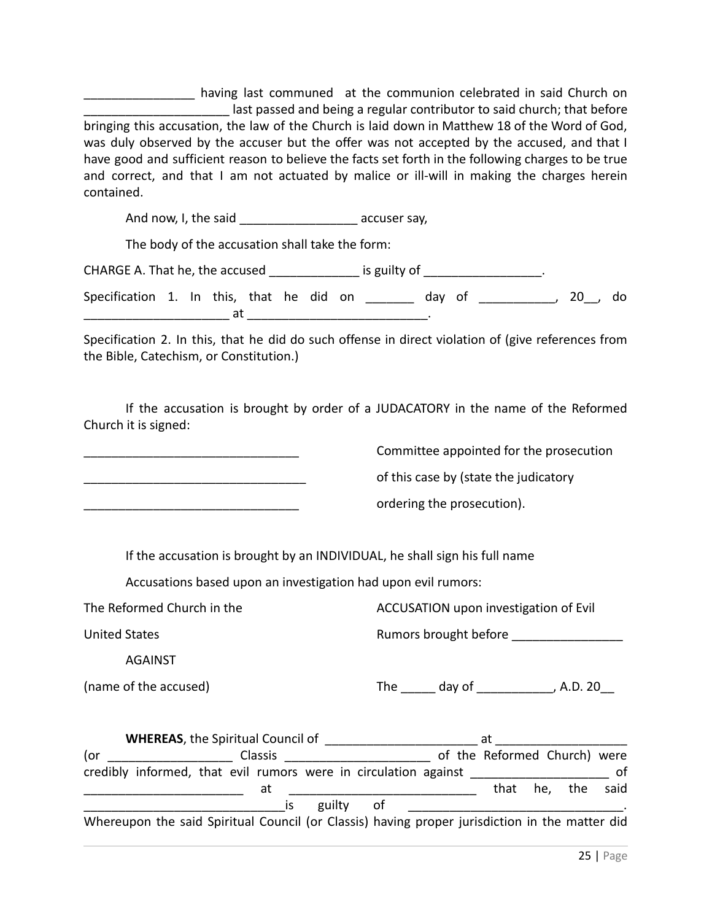________________ having last communed at the communion celebrated in said Church on _____________________ last passed and being a regular contributor to said church; that before bringing this accusation, the law of the Church is laid down in Matthew 18 of the Word of God, was duly observed by the accuser but the offer was not accepted by the accused, and that I have good and sufficient reason to believe the facts set forth in the following charges to be true and correct, and that I am not actuated by malice or ill-will in making the charges herein contained.

And now, I, the said _________________ accuser say,

The body of the accusation shall take the form:

CHARGE A. That he, the accused _____________ is guilty of _________________.

Specification 1. In this, that he did on _______ day of ___________, 20__, do _____________________ at __________________________.

Specification 2. In this, that he did do such offense in direct violation of (give references from the Bible, Catechism, or Constitution.)

If the accusation is brought by order of a JUDACATORY in the name of the Reformed Church it is signed:

_______________________________ Committee appointed for the prosecution

_________________________________ of this case by (state the judicatory

_______________________________ ordering the prosecution).

If the accusation is brought by an INDIVIDUAL, he shall sign his full name

Accusations based upon an investigation had upon evil rumors:

The Reformed Church in the United States

AGAINST

(name of the accused)

ACCUSATION upon investigation of Evil Rumors brought before ________________

The _____ day of ___________, A.D. 20__

**WHEREAS**, the Spiritual Council of ______________________ at ___________________ (or __________________ Classis _____________________ of the Reformed Church) were credibly informed, that evil rumors were in circulation against ____________________ of _______________________ at ____________________________ that he, the said _____________________________is guilty of ________________________________. Whereupon the said Spiritual Council (or Classis) having proper jurisdiction in the matter did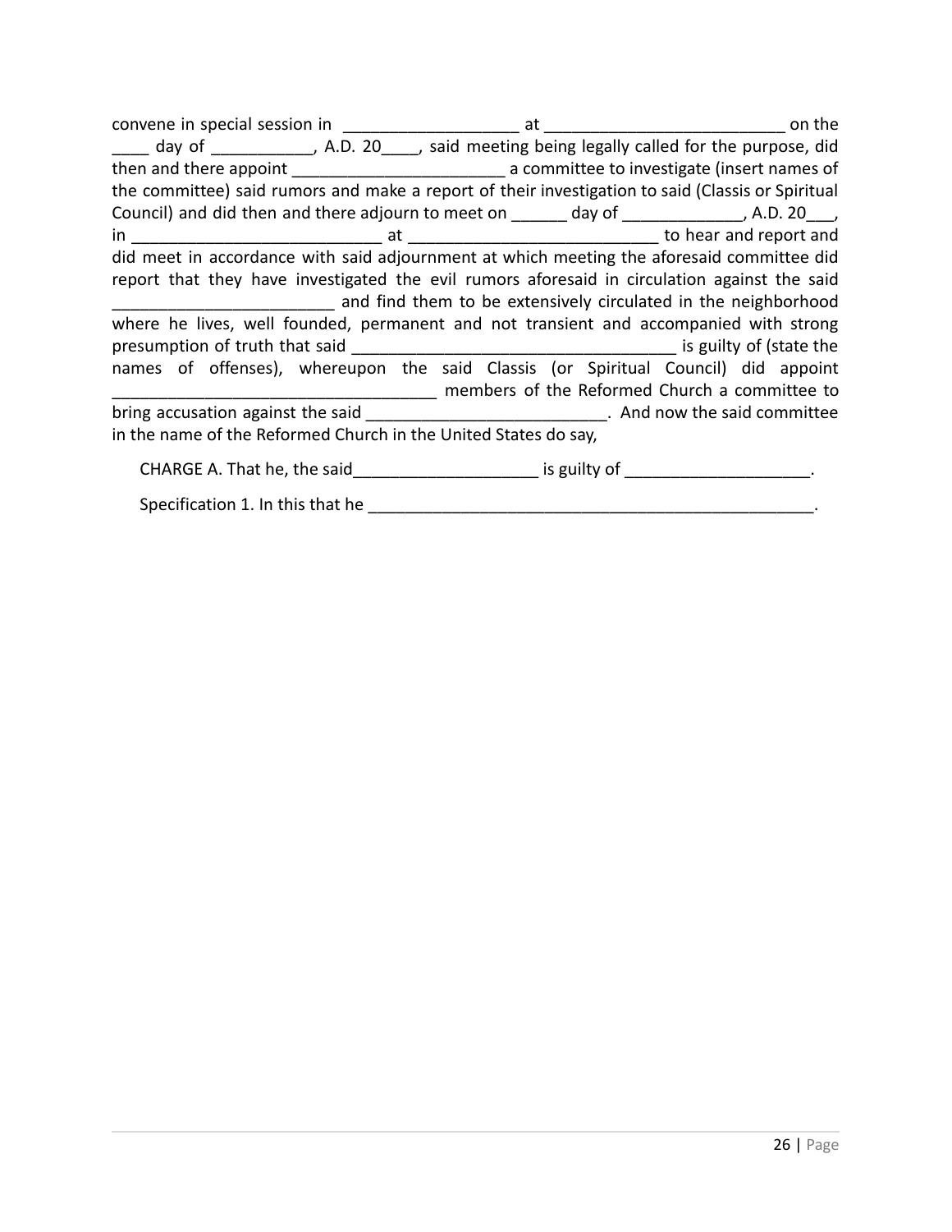convene in special session in ___________________ at __________________________ on the ____ day of ___________, A.D. 20____, said meeting being legally called for the purpose, did then and there appoint _______________________ a committee to investigate (insert names of the committee) said rumors and make a report of their investigation to said (Classis or Spiritual Council) and did then and there adjourn to meet on ______ day of _____________, A.D. 20___, in ___________________________ at ___________________________ to hear and report and did meet in accordance with said adjournment at which meeting the aforesaid committee did report that they have investigated the evil rumors aforesaid in circulation against the said ________________________ and find them to be extensively circulated in the neighborhood where he lives, well founded, permanent and not transient and accompanied with strong presumption of truth that said ___________________________________ is guilty of (state the names of offenses), whereupon the said Classis (or Spiritual Council) did appoint ___________________________________ members of the Reformed Church a committee to bring accusation against the said __________________________. And now the said committee in the name of the Reformed Church in the United States do say,

CHARGE A. That he, the said____________________ is guilty of ____________________.

Specification 1. In this that he __________________________________________________.